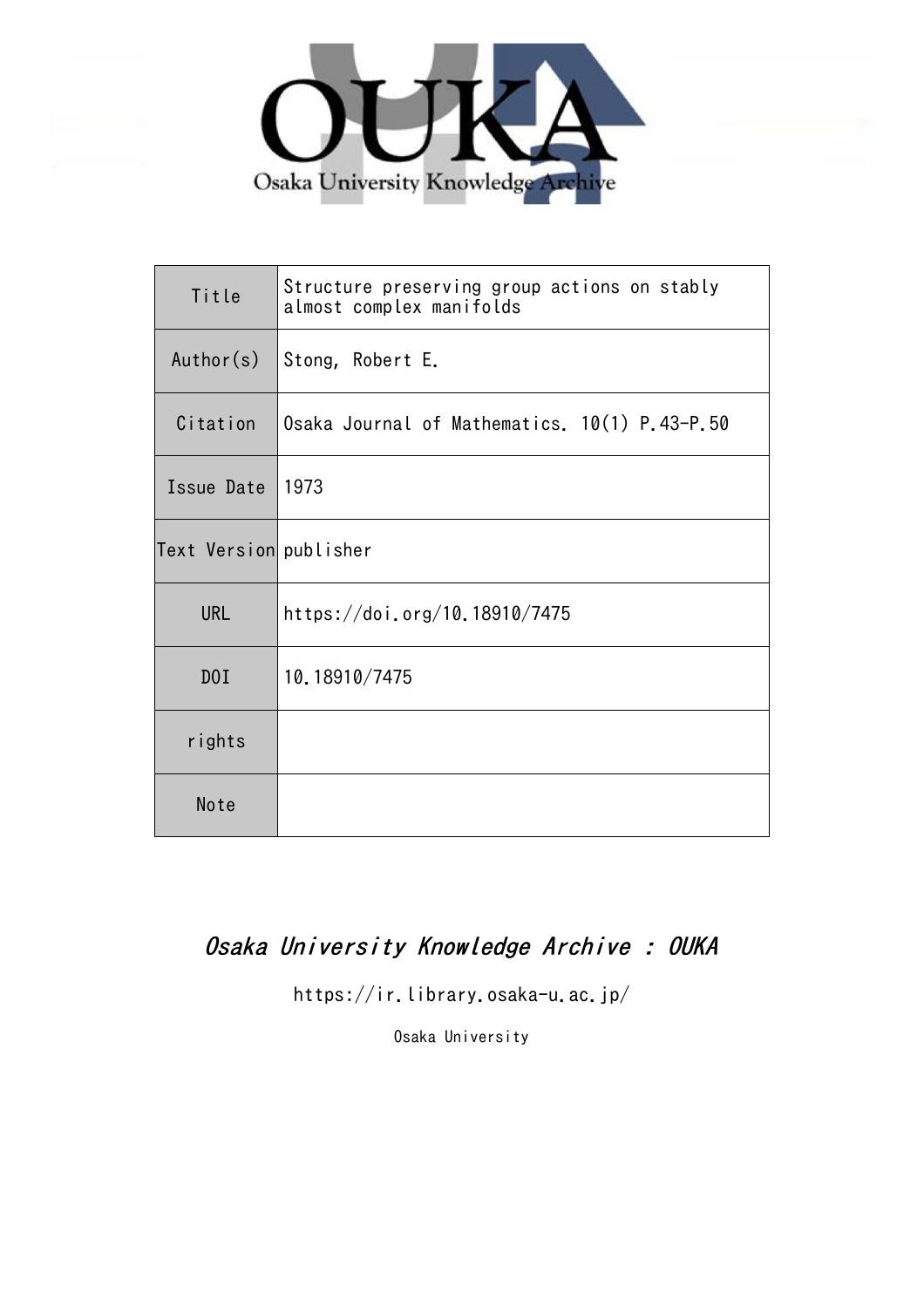Osaka University Knowledge Archive

| Title | Structure preserving group actions on stably almost complex manifolds |
| --- | --- |
| Author(s) | Stong, Robert E. |
| Citation | Osaka Journal of Mathematics. 10(1) P.43-P.50 |
| Issue Date | 1973 |
| Text Version | publisher |
| URL | https://doi.org/10.18910/7475 |
| DOI | 10.18910/7475 |
| rights | |
| Note | |

*Osaka University Knowledge Archive : OUKA*

https://ir.library.osaka-u.ac.jp/

Osaka University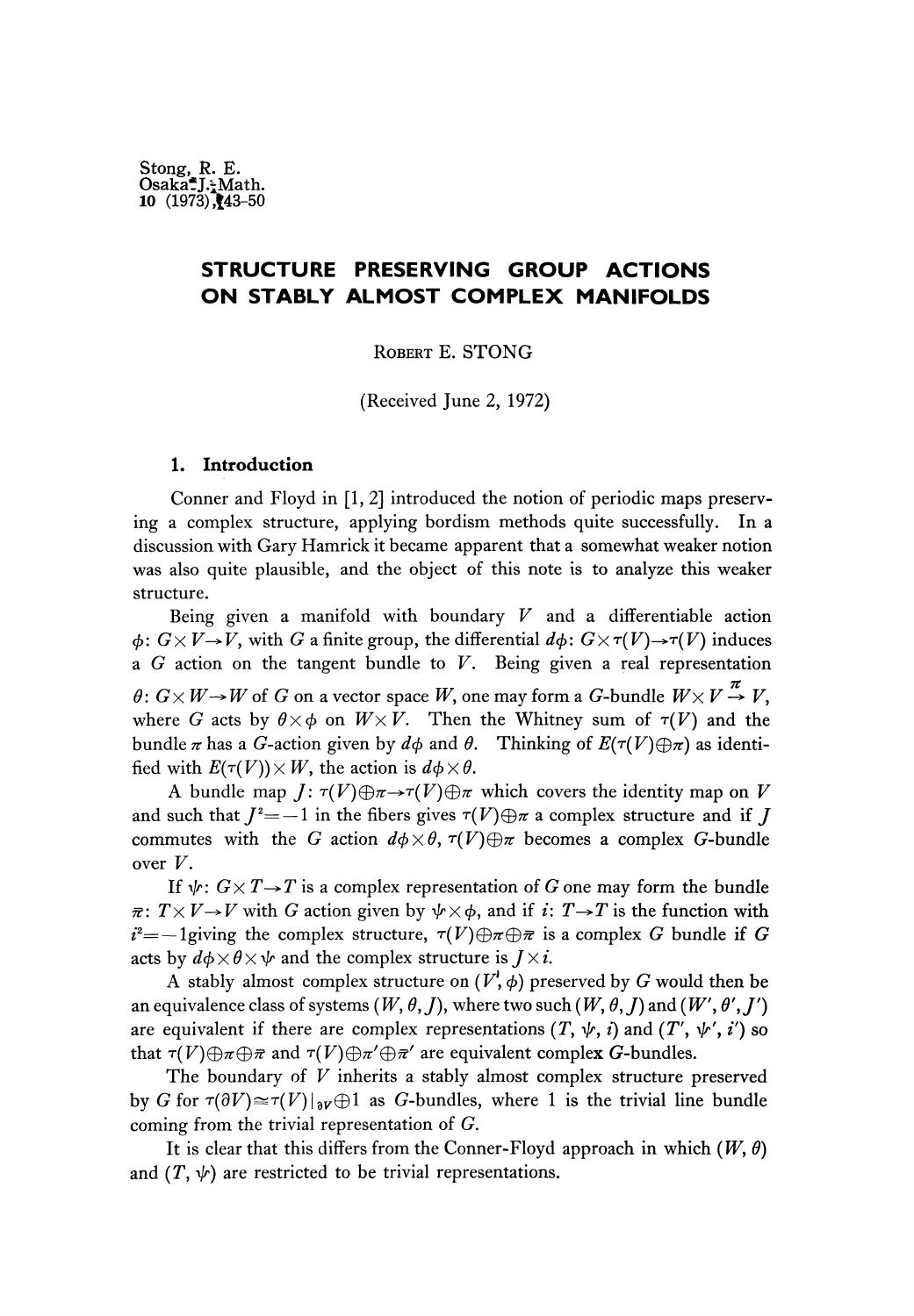Stong, R. E.
Osaka J. Math.
10 (1973), 43-50

# STRUCTURE PRESERVING GROUP ACTIONS ON STABLY ALMOST COMPLEX MANIFOLDS

ROBERT E. STONG

(Received June 2, 1972)

## 1. Introduction

Conner and Floyd in [1, 2] introduced the notion of periodic maps preserving a complex structure, applying bordism methods quite successfully. In a discussion with Gary Hamrick it became apparent that a somewhat weaker notion was also quite plausible, and the object of this note is to analyze this weaker structure.

Being given a manifold with boundary $V$ and a differentiable action $\phi: G\times V\rightarrow V$, with $G$ a finite group, the differential $d\phi: G\times\tau(V)\rightarrow\tau(V)$ induces a $G$ action on the tangent bundle to $V$. Being given a real representation $\theta: G\times W\rightarrow W$ of $G$ on a vector space $W$, one may form a $G$-bundle $W\times V\xrightarrow{\pi} V$, where $G$ acts by $\theta\times\phi$ on $W\times V$. Then the Whitney sum of $\tau(V)$ and the bundle $\pi$ has a $G$-action given by $d\phi$ and $\theta$. Thinking of $E(\tau(V)\oplus\pi)$ as identified with $E(\tau(V))\times W$, the action is $d\phi\times\theta$.

A bundle map $J: \tau(V)\oplus\pi\rightarrow\tau(V)\oplus\pi$ which covers the identity map on $V$ and such that $J^2=-1$ in the fibers gives $\tau(V)\oplus\pi$ a complex structure and if $J$ commutes with the $G$ action $d\phi\times\theta$, $\tau(V)\oplus\pi$ becomes a complex $G$-bundle over $V$.

If $\psi: G\times T\rightarrow T$ is a complex representation of $G$ one may form the bundle $\bar{\pi}: T\times V\rightarrow V$ with $G$ action given by $\psi\times\phi$, and if $i: T\rightarrow T$ is the function with $i^2=-1$giving the complex structure, $\tau(V)\oplus\pi\oplus\bar{\pi}$ is a complex $G$ bundle if $G$ acts by $d\phi\times\theta\times\psi$ and the complex structure is $J\times i$.

A stably almost complex structure on $(V, \phi)$ preserved by $G$ would then be an equivalence class of systems $(W, \theta, J)$, where two such $(W, \theta, J)$ and $(W', \theta', J')$ are equivalent if there are complex representations $(T, \psi, i)$ and $(T', \psi', i')$ so that $\tau(V)\oplus\pi\oplus\bar{\pi}$ and $\tau(V)\oplus\pi'\oplus\bar{\pi}'$ are equivalent complex $G$-bundles.

The boundary of $V$ inherits a stably almost complex structure preserved by $G$ for $\tau(\partial V)\cong\tau(V)|_{\partial V}\oplus 1$ as $G$-bundles, where 1 is the trivial line bundle coming from the trivial representation of $G$.

It is clear that this differs from the Conner-Floyd approach in which $(W, \theta)$ and $(T, \psi)$ are restricted to be trivial representations.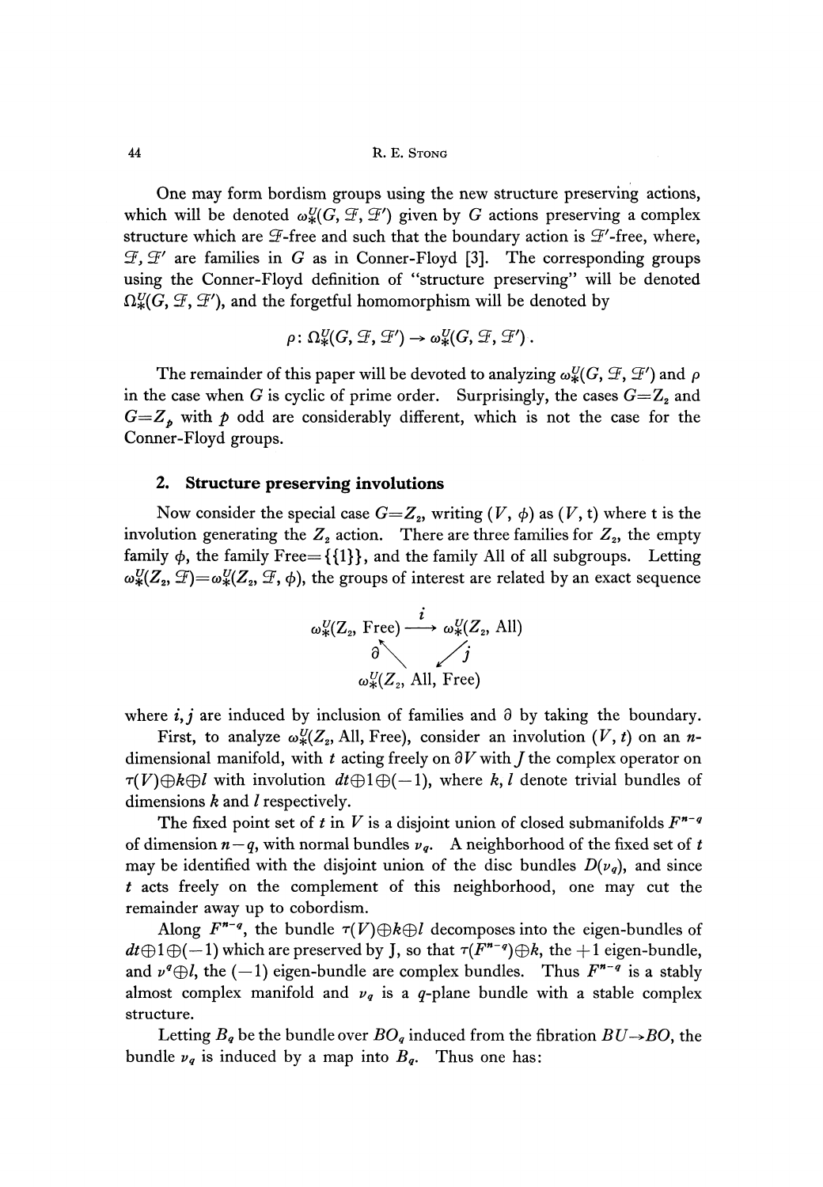One may form bordism groups using the new structure preserving actions, which will be denoted $\omega_*^U(G, \mathcal{F}, \mathcal{F}')$ given by $G$ actions preserving a complex structure which are $\mathcal{F}$-free and such that the boundary action is $\mathcal{F}'$-free, where, $\mathcal{F}, \mathcal{F}'$ are families in $G$ as in Conner-Floyd [3]. The corresponding groups using the Conner-Floyd definition of "structure preserving" will be denoted $\Omega_*^U(G, \mathcal{F}, \mathcal{F}')$, and the forgetful homomorphism will be denoted by

$$\rho\colon \Omega_*^U(G, \mathcal{F}, \mathcal{F}') \to \omega_*^U(G, \mathcal{F}, \mathcal{F}') .$$

The remainder of this paper will be devoted to analyzing $\omega_*^U(G, \mathcal{F}, \mathcal{F}')$ and $\rho$ in the case when $G$ is cyclic of prime order. Surprisingly, the cases $G=Z_2$ and $G=Z_p$ with $p$ odd are considerably different, which is not the case for the Conner-Floyd groups.

## 2. Structure preserving involutions

Now consider the special case $G=Z_2$, writing $(V, \phi)$ as $(V, t)$ where t is the involution generating the $Z_2$ action. There are three families for $Z_2$, the empty family $\phi$, the family Free$=\{\{1\}\}$, and the family All of all subgroups. Letting $\omega_*^U(Z_2, \mathcal{F})=\omega_*^U(Z_2, \mathcal{F}, \phi)$, the groups of interest are related by an exact sequence

$$\begin{array}{ccc} \omega_*^U(Z_2, \text{Free}) & \xrightarrow{\;i\;} & \omega_*^U(Z_2, \text{All}) \\ & {\scriptstyle\partial}\nwarrow \quad \swarrow{\scriptstyle j} & \\ & \omega_*^U(Z_2, \text{All, Free}) & \end{array}$$

where $i, j$ are induced by inclusion of families and $\partial$ by taking the boundary.

First, to analyze $\omega_*^U(Z_2, \text{All, Free})$, consider an involution $(V, t)$ on an $n$-dimensional manifold, with $t$ acting freely on $\partial V$ with $J$ the complex operator on $\tau(V)\oplus k\oplus l$ with involution $dt\oplus 1\oplus(-1)$, where $k, l$ denote trivial bundles of dimensions $k$ and $l$ respectively.

The fixed point set of $t$ in $V$ is a disjoint union of closed submanifolds $F^{n-q}$ of dimension $n-q$, with normal bundles $\nu_q$. A neighborhood of the fixed set of $t$ may be identified with the disjoint union of the disc bundles $D(\nu_q)$, and since $t$ acts freely on the complement of this neighborhood, one may cut the remainder away up to cobordism.

Along $F^{n-q}$, the bundle $\tau(V)\oplus k\oplus l$ decomposes into the eigen-bundles of $dt\oplus 1\oplus(-1)$ which are preserved by J, so that $\tau(F^{n-q})\oplus k$, the $+1$ eigen-bundle, and $\nu^q\oplus l$, the $(-1)$ eigen-bundle are complex bundles. Thus $F^{n-q}$ is a stably almost complex manifold and $\nu_q$ is a $q$-plane bundle with a stable complex structure.

Letting $B_q$ be the bundle over $BO_q$ induced from the fibration $BU\to BO$, the bundle $\nu_q$ is induced by a map into $B_q$. Thus one has: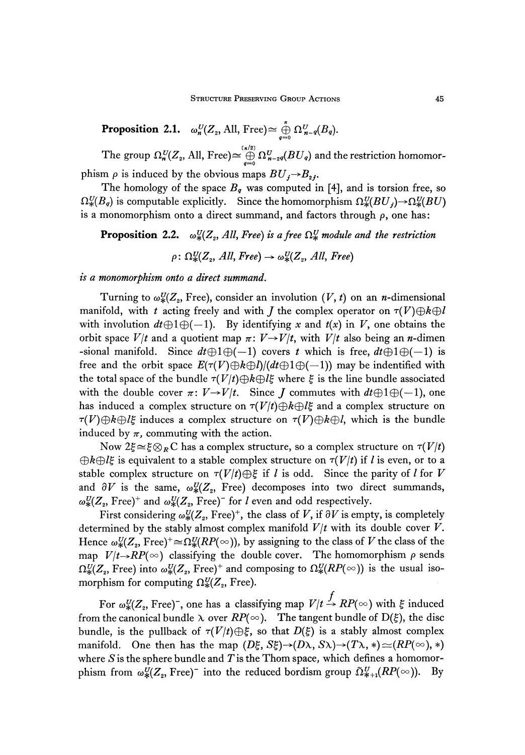**Proposition 2.1.** $\omega_n^U(Z_2, \text{All, Free}) \simeq \bigoplus_{q=0}^{n} \Omega_{n-q}^U(B_q)$.

The group $\Omega_n^U(Z_2, \text{All, Free}) \simeq \bigoplus_{q=0}^{[n/2]} \Omega_{n-2q}^U(BU_q)$ and the restriction homomorphism $\rho$ is induced by the obvious maps $BU_j \to B_{2j}$.

The homology of the space $B_q$ was computed in [4], and is torsion free, so $\Omega_*^U(B_q)$ is computable explicitly. Since the homomorphism $\Omega_*^U(BU_j) \to \Omega_*^U(BU)$ is a monomorphism onto a direct summand, and factors through $\rho$, one has:

**Proposition 2.2.** *$\omega_*^U(Z_2, \text{All, Free})$ is a free $\Omega_*^U$ module and the restriction*

$$\rho\colon \Omega_*^U(Z_2, \text{All, Free}) \to \omega_*^U(Z_2, \text{All, Free})$$

*is a monomorphism onto a direct summand.*

Turning to $\omega_*^U(Z_2, \text{Free})$, consider an involution $(V, t)$ on an $n$-dimensional manifold, with $t$ acting freely and with $J$ the complex operator on $\tau(V) \oplus k \oplus l$ with involution $dt \oplus 1 \oplus (-1)$. By identifying $x$ and $t(x)$ in $V$, one obtains the orbit space $V/t$ and a quotient map $\pi\colon V \to V/t$, with $V/t$ also being an $n$-dimensional manifold. Since $dt \oplus 1 \oplus (-1)$ covers $t$ which is free, $dt \oplus 1 \oplus (-1)$ is free and the orbit space $E(\tau(V) \oplus k \oplus l)/(dt \oplus 1 \oplus (-1))$ may be indentified with the total space of the bundle $\tau(V/t) \oplus k \oplus l\xi$ where $\xi$ is the line bundle associated with the double cover $\pi\colon V \to V/t$. Since $J$ commutes with $dt \oplus 1 \oplus (-1)$, one has induced a complex structure on $\tau(V/t) \oplus k \oplus l\xi$ and a complex structure on $\tau(V) \oplus k \oplus l\xi$ induces a complex structure on $\tau(V) \oplus k \oplus l$, which is the bundle induced by $\pi$, commuting with the action.

Now $2\xi \simeq \xi \otimes_R C$ has a complex structure, so a complex structure on $\tau(V/t) \oplus k \oplus l\xi$ is equivalent to a stable complex structure on $\tau(V/t)$ if $l$ is even, or to a stable complex structure on $\tau(V/t) \oplus \xi$ if $l$ is odd. Since the parity of $l$ for $V$ and $\partial V$ is the same, $\omega_*^U(Z_2, \text{Free})$ decomposes into two direct summands, $\omega_*^U(Z_2, \text{Free})^+$ and $\omega_*^U(Z_2, \text{Free})^-$ for $l$ even and odd respectively.

First considering $\omega_*^U(Z_2, \text{Free})^+$, the class of $V$, if $\partial V$ is empty, is completely determined by the stably almost complex manifold $V/t$ with its double cover $V$. Hence $\omega_*^U(Z_2, \text{Free})^+ \simeq \Omega_*^U(RP(\infty))$, by assigning to the class of $V$ the class of the map $V/t \to RP(\infty)$ classifying the double cover. The homomorphism $\rho$ sends $\Omega_*^U(Z_2, \text{Free})$ into $\omega_*^U(Z_2, \text{Free})^+$ and composing to $\Omega_*^U(RP(\infty))$ is the usual isomorphism for computing $\Omega_*^U(Z_2, \text{Free})$.

For $\omega_*^U(Z_2, \text{Free})^-$, one has a classifying map $V/t \xrightarrow{f} RP(\infty)$ with $\xi$ induced from the canonical bundle $\lambda$ over $RP(\infty)$. The tangent bundle of $D(\xi)$, the disc bundle, is the pullback of $\tau(V/t) \oplus \xi$, so that $D(\xi)$ is a stably almost complex manifold. One then has the map $(D\xi, S\xi) \to (D\lambda, S\lambda) \to (T\lambda, *) \simeq (RP(\infty), *)$ where $S$ is the sphere bundle and $T$ is the Thom space, which defines a homomorphism from $\omega_*^U(Z_2, \text{Free})^-$ into the reduced bordism group $\tilde{\Omega}_{*+1}^U(RP(\infty))$. By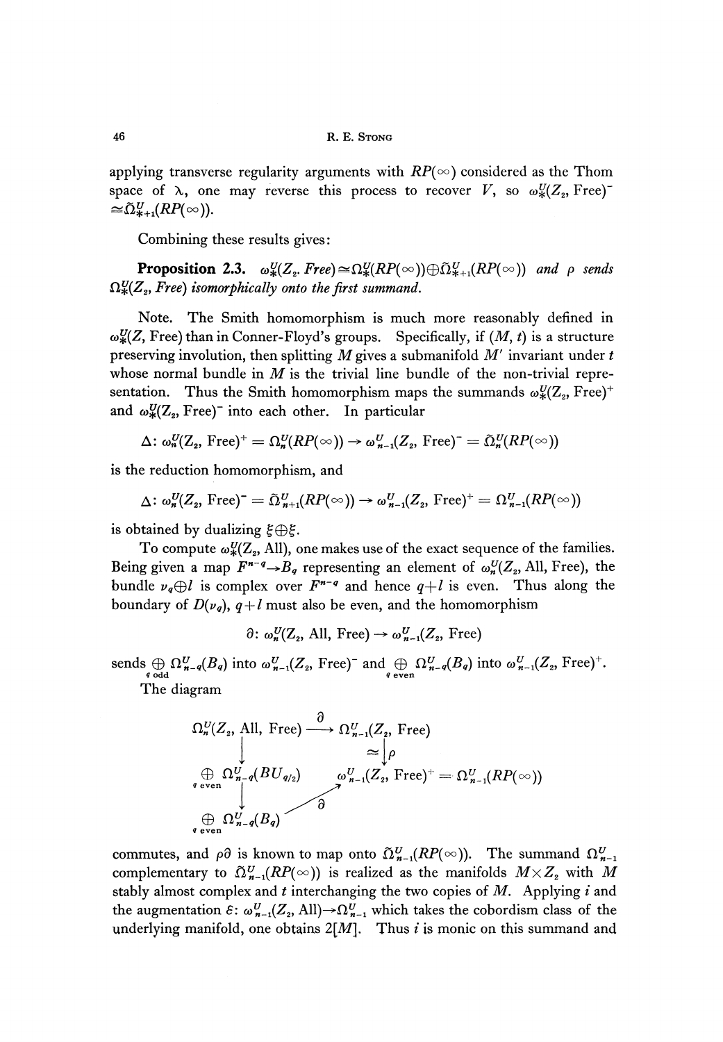applying transverse regularity arguments with $RP(\infty)$ considered as the Thom space of $\lambda$, one may reverse this process to recover $V$, so $\omega_*^U(Z_2, \text{Free})^- \cong \tilde{\Omega}_{*+1}^U(RP(\infty))$.

Combining these results gives:

**Proposition 2.3.** *$\omega_*^U(Z_2, Free) \cong \Omega_*^U(RP(\infty)) \oplus \tilde{\Omega}_{*+1}^U(RP(\infty))$ and $\rho$ sends $\Omega_*^U(Z_2, Free)$ isomorphically onto the first summand.*

Note. The Smith homomorphism is much more reasonably defined in $\omega_*^U(Z, \text{Free})$ than in Conner-Floyd's groups. Specifically, if $(M, t)$ is a structure preserving involution, then splitting $M$ gives a submanifold $M'$ invariant under $t$ whose normal bundle in $M$ is the trivial line bundle of the non-trivial representation. Thus the Smith homomorphism maps the summands $\omega_*^U(Z_2, \text{Free})^+$ and $\omega_*^U(Z_2, \text{Free})^-$ into each other. In particular

$$\Delta\colon \omega_n^U(Z_2, \text{Free})^+ = \Omega_n^U(RP(\infty)) \to \omega_{n-1}^U(Z_2, \text{Free})^- = \tilde{\Omega}_n^U(RP(\infty))$$

is the reduction homomorphism, and

$$\Delta\colon \omega_n^U(Z_2, \text{Free})^- = \tilde{\Omega}_{n+1}^U(RP(\infty)) \to \omega_{n-1}^U(Z_2, \text{Free})^+ = \Omega_{n-1}^U(RP(\infty))$$

is obtained by dualizing $\xi \oplus \xi$.

To compute $\omega_*^U(Z_2, \text{All})$, one makes use of the exact sequence of the families. Being given a map $F^{n-q} \to B_q$ representing an element of $\omega_n^U(Z_2, \text{All}, \text{Free})$, the bundle $\nu_q \oplus l$ is complex over $F^{n-q}$ and hence $q+l$ is even. Thus along the boundary of $D(\nu_q)$, $q+l$ must also be even, and the homomorphism

$$\partial\colon \omega_n^U(Z_2, \text{All}, \text{Free}) \to \omega_{n-1}^U(Z_2, \text{Free})$$

sends $\bigoplus_{q \text{ odd}} \Omega_{n-q}^U(B_q)$ into $\omega_{n-1}^U(Z_2, \text{Free})^-$ and $\bigoplus_{q \text{ even}} \Omega_{n-q}^U(B_q)$ into $\omega_{n-1}^U(Z_2, \text{Free})^+$.

The diagram

$$\begin{array}{ccc}
\Omega_n^U(Z_2, \text{All}, \text{Free}) & \xrightarrow{\partial} & \Omega_{n-1}^U(Z_2, \text{Free}) \\
\downarrow & & \cong \downarrow \rho \\
\bigoplus_{q \text{ even}} \Omega_{n-q}^U(BU_{q/2}) & & \omega_{n-1}^U(Z_2, \text{Free})^+ = \Omega_{n-1}^U(RP(\infty)) \\
\downarrow & \nearrow \partial & \\
\bigoplus_{q \text{ even}} \Omega_{n-q}^U(B_q) & &
\end{array}$$

commutes, and $\rho\partial$ is known to map onto $\tilde{\Omega}_{n-1}^U(RP(\infty))$. The summand $\Omega_{n-1}^U$ complementary to $\tilde{\Omega}_{n-1}^U(RP(\infty))$ is realized as the manifolds $M \times Z_2$ with $M$ stably almost complex and $t$ interchanging the two copies of $M$. Applying $i$ and the augmentation $\varepsilon\colon \omega_{n-1}^U(Z_2, \text{All}) \to \Omega_{n-1}^U$ which takes the cobordism class of the underlying manifold, one obtains $2[M]$. Thus $i$ is monic on this summand and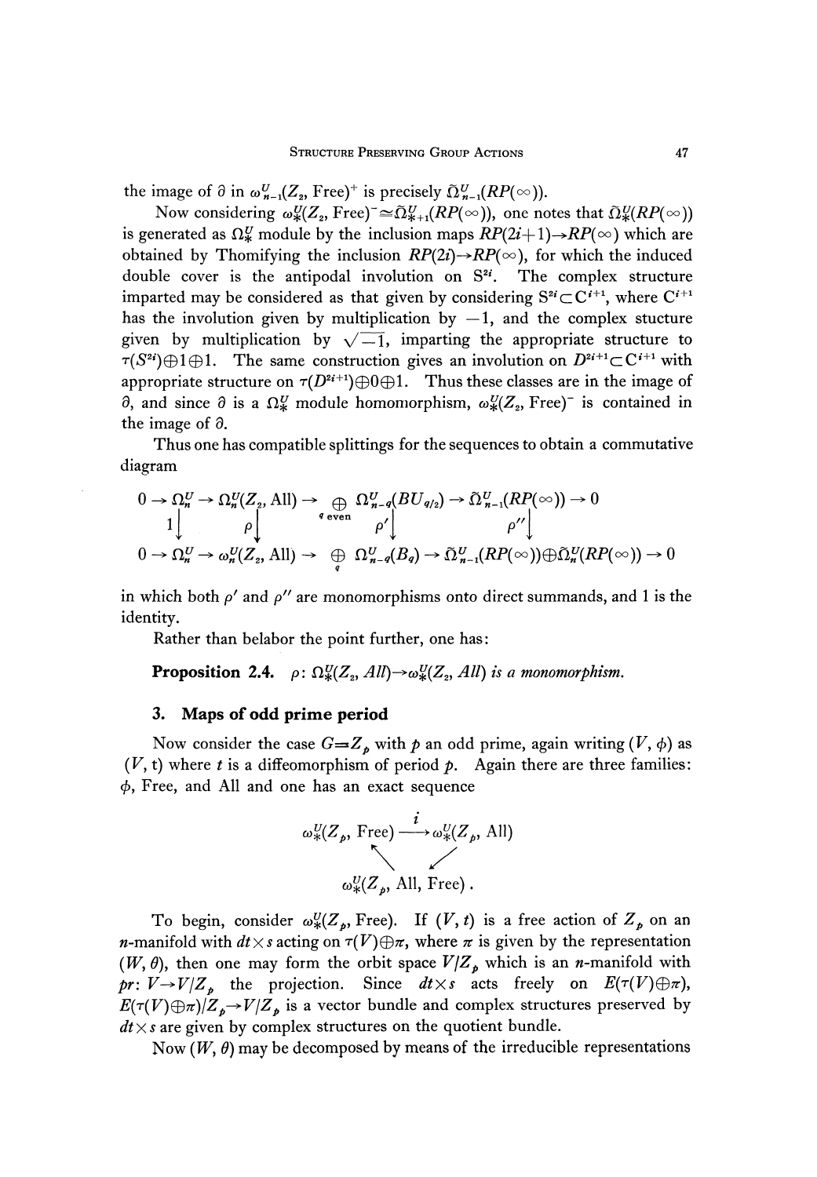the image of $\partial$ in $\omega^U_{n-1}(Z_2, \text{Free})^+$ is precisely $\tilde{\Omega}^U_{n-1}(RP(\infty))$.

Now considering $\omega^U_*(Z_2, \text{Free})^- \cong \tilde{\Omega}^U_{*+1}(RP(\infty))$, one notes that $\tilde{\Omega}^U_*(RP(\infty))$ is generated as $\Omega^U_*$ module by the inclusion maps $RP(2i+1) \to RP(\infty)$ which are obtained by Thomifying the inclusion $RP(2i) \to RP(\infty)$, for which the induced double cover is the antipodal involution on $S^{2i}$. The complex structure imparted may be considered as that given by considering $S^{2i} \subset C^{i+1}$, where $C^{i+1}$ has the involution given by multiplication by $-1$, and the complex stucture given by multiplication by $\sqrt{-1}$, imparting the appropriate structure to $\tau(S^{2i}) \oplus 1 \oplus 1$. The same construction gives an involution on $D^{2i+1} \subset C^{i+1}$ with appropriate structure on $\tau(D^{2i+1}) \oplus 0 \oplus 1$. Thus these classes are in the image of $\partial$, and since $\partial$ is a $\Omega^U_*$ module homomorphism, $\omega^U_*(Z_2, \text{Free})^-$ is contained in the image of $\partial$.

Thus one has compatible splittings for the sequences to obtain a commutative diagram

$$
\begin{array}{ccccccccc}
0 \to \Omega^U_n & \to & \Omega^U_n(Z_2, \text{All}) & \to & \bigoplus_{q \text{ even}} \Omega^U_{n-q}(BU_{q/2}) & \to & \tilde{\Omega}^U_{n-1}(RP(\infty)) & \to 0 \\
\downarrow 1 & & \downarrow \rho & & \downarrow \rho' & & \downarrow \rho'' & \\
0 \to \Omega^U_n & \to & \omega^U_n(Z_2, \text{All}) & \to & \bigoplus_{q} \Omega^U_{n-q}(B_q) & \to & \tilde{\Omega}^U_{n-1}(RP(\infty)) \oplus \tilde{\Omega}^U_n(RP(\infty)) & \to 0
\end{array}
$$

in which both $\rho'$ and $\rho''$ are monomorphisms onto direct summands, and 1 is the identity.

Rather than belabor the point further, one has:

**Proposition 2.4.** *$\rho$: $\Omega^U_*(Z_2, All) \to \omega^U_*(Z_2, All)$ is a monomorphism.*

## 3. Maps of odd prime period

Now consider the case $G = Z_p$ with $p$ an odd prime, again writing $(V, \phi)$ as $(V, t)$ where $t$ is a diffeomorphism of period $p$. Again there are three families: $\phi$, Free, and All and one has an exact sequence

$$
\begin{array}{ccc}
\omega^U_*(Z_p, \text{Free}) & \xrightarrow{\ i\ } & \omega^U_*(Z_p, \text{All}) \\
& \nwarrow \quad \swarrow & \\
& \omega^U_*(Z_p, \text{All}, \text{Free})\,. &
\end{array}
$$

To begin, consider $\omega^U_*(Z_p, \text{Free})$. If $(V, t)$ is a free action of $Z_p$ on an $n$-manifold with $dt \times s$ acting on $\tau(V) \oplus \pi$, where $\pi$ is given by the representation $(W, \theta)$, then one may form the orbit space $V/Z_p$ which is an $n$-manifold with $pr$: $V \to V/Z_p$ the projection. Since $dt \times s$ acts freely on $E(\tau(V) \oplus \pi)$, $E(\tau(V) \oplus \pi)/Z_p \to V/Z_p$ is a vector bundle and complex structures preserved by $dt \times s$ are given by complex structures on the quotient bundle.

Now $(W, \theta)$ may be decomposed by means of the irreducible representations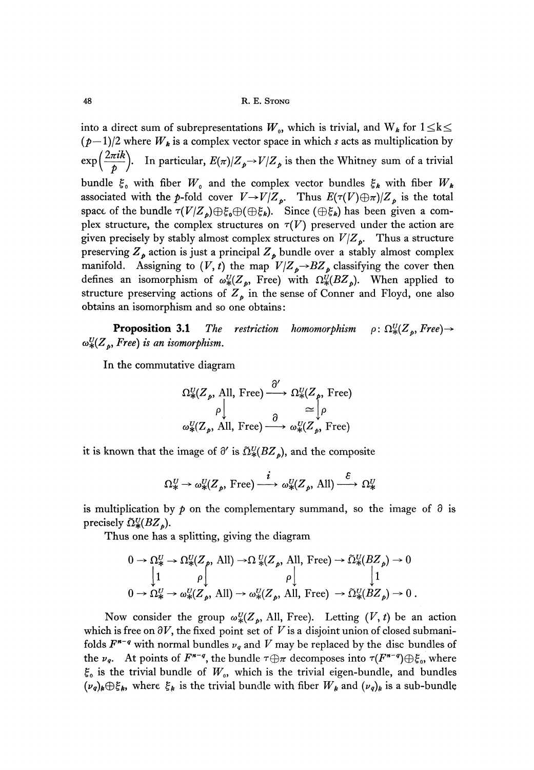into a direct sum of subrepresentations $W_0$, which is trivial, and $W_k$ for $1 \leq k \leq (p-1)/2$ where $W_k$ is a complex vector space in which $s$ acts as multiplication by $\exp\left(\frac{2\pi i k}{p}\right)$. In particular, $E(\pi)/Z_p \rightarrow V/Z_p$ is then the Whitney sum of a trivial bundle $\xi_0$ with fiber $W_0$ and the complex vector bundles $\xi_k$ with fiber $W_k$ associated with the $p$-fold cover $V \rightarrow V/Z_p$. Thus $E(\tau(V) \oplus \pi)/Z_p$ is the total space of the bundle $\tau(V/Z_p) \oplus \xi_0 \oplus (\oplus \xi_k)$. Since $(\oplus \xi_k)$ has been given a complex structure, the complex structures on $\tau(V)$ preserved under the action are given precisely by stably almost complex structures on $V/Z_p$. Thus a structure preserving $Z_p$ action is just a principal $Z_p$ bundle over a stably almost complex manifold. Assigning to $(V, t)$ the map $V/Z_p \rightarrow BZ_p$ classifying the cover then defines an isomorphism of $\omega_*^U(Z_p, \text{Free})$ with $\Omega_*^U(BZ_p)$. When applied to structure preserving actions of $Z_p$ in the sense of Conner and Floyd, one also obtains an isomorphism and so one obtains:

**Proposition 3.1** *The restriction homomorphism* $\rho: \Omega_*^U(Z_p, \mathit{Free}) \rightarrow \omega_*^U(Z_p, \mathit{Free})$ *is an isomorphism.*

In the commutative diagram

$$\begin{array}{ccc} \Omega_*^U(Z_p, \text{All, Free}) & \xrightarrow{\partial'} & \Omega_*^U(Z_p, \text{Free}) \\ \rho \downarrow & & \cong \downarrow \rho \\ \omega_*^U(Z_p, \text{All, Free}) & \xrightarrow{\partial} & \omega_*^U(Z_p, \text{Free}) \end{array}$$

it is known that the image of $\partial'$ is $\tilde{\Omega}_*^U(BZ_p)$, and the composite

$$\Omega_*^U \rightarrow \omega_*^U(Z_p, \text{Free}) \xrightarrow{i} \omega_*^U(Z_p, \text{All}) \xrightarrow{\varepsilon} \Omega_*^U$$

is multiplication by $p$ on the complementary summand, so the image of $\partial$ is precisely $\tilde{\Omega}_*^U(BZ_p)$.

Thus one has a splitting, giving the diagram

$$\begin{array}{ccccccccc} 0 \rightarrow & \Omega_*^U & \rightarrow & \Omega_*^U(Z_p, \text{All}) & \rightarrow & \Omega_*^U(Z_p, \text{All, Free}) & \rightarrow & \tilde{\Omega}_*^U(BZ_p) & \rightarrow 0 \\ & \downarrow 1 & & \rho \downarrow & & \rho \downarrow & & \downarrow 1 & \\ 0 \rightarrow & \Omega_*^U & \rightarrow & \omega_*^U(Z_p, \text{All}) & \rightarrow & \omega_*^U(Z_p, \text{All, Free}) & \rightarrow & \tilde{\Omega}_*^U(BZ_p) & \rightarrow 0\,. \end{array}$$

Now consider the group $\omega_*^U(Z_p, \text{All, Free})$. Letting $(V, t)$ be an action which is free on $\partial V$, the fixed point set of $V$ is a disjoint union of closed submanifolds $F^{n-q}$ with normal bundles $\nu_q$ and $V$ may be replaced by the disc bundles of the $\nu_q$. At points of $F^{n-q}$, the bundle $\tau \oplus \pi$ decomposes into $\tau(F^{n-q}) \oplus \xi_0$, where $\xi_0$ is the trivial bundle of $W_0$, which is the trivial eigen-bundle, and bundles $(\nu_q)_k \oplus \xi_k$, where $\xi_k$ is the trivial bundle with fiber $W_k$ and $(\nu_q)_k$ is a sub-bundle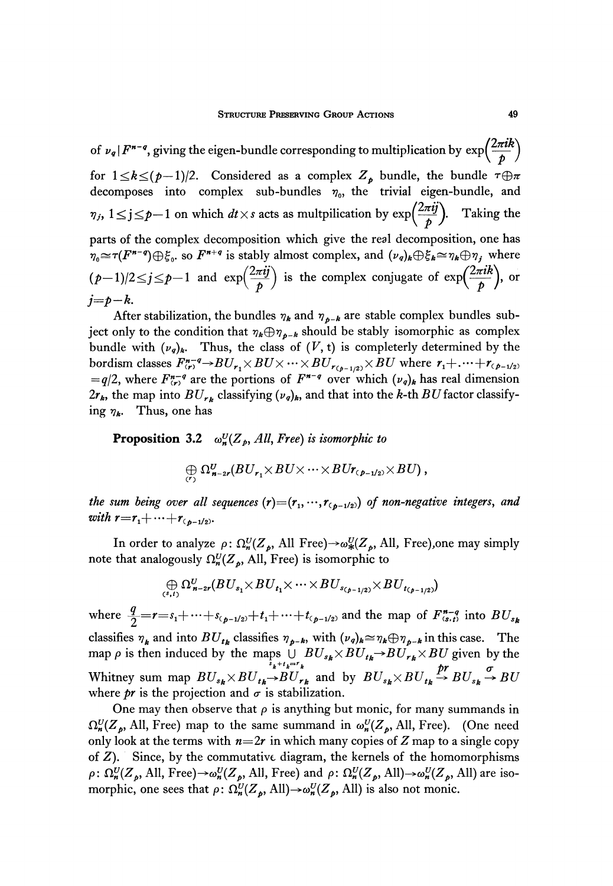of $\nu_q | F^{n-q}$, giving the eigen-bundle corresponding to multiplication by $\exp\left(\frac{2\pi ik}{p}\right)$ for $1 \leq k \leq (p-1)/2$. Considered as a complex $Z_p$ bundle, the bundle $\tau \oplus \pi$ decomposes into complex sub-bundles $\eta_0$, the trivial eigen-bundle, and $\eta_j$, $1 \leq j \leq p-1$ on which $dt \times s$ acts as multpilication by $\exp\left(\frac{2\pi ij}{p}\right)$. Taking the parts of the complex decomposition which give the real decomposition, one has $\eta_0 \cong \tau(F^{n-q}) \oplus \xi_0$. so $F^{n+q}$ is stably almost complex, and $(\nu_q)_k \oplus \xi_k \cong \eta_k \oplus \eta_j$ where $(p-1)/2 \leq j \leq p-1$ and $\exp\left(\frac{2\pi ij}{p}\right)$ is the complex conjugate of $\exp\left(\frac{2\pi ik}{p}\right)$, or $j = p-k$.

After stabilization, the bundles $\eta_k$ and $\eta_{p-k}$ are stable complex bundles subject only to the condition that $\eta_k \oplus \eta_{p-k}$ should be stably isomorphic as complex bundle with $(\nu_q)_k$. Thus, the class of $(V, t)$ is completerly determined by the bordism classes $F^{n-q}_{(r)} \to BU_{r_1} \times BU \times \cdots \times BU_{r_{(p-1/2)}} \times BU$ where $r_1 + \cdots + r_{(p-1/2)} = q/2$, where $F^{n-q}_{(r)}$ are the portions of $F^{n-q}$ over which $(\nu_q)_k$ has real dimension $2r_k$, the map into $BU_{r_k}$ classifying $(\nu_q)_k$, and that into the $k$-th $BU$ factor classifying $\eta_k$. Thus, one has

**Proposition 3.2** *$\omega^U_n(Z_p, All, Free)$ is isomorphic to*

$$\bigoplus_{(r)} \Omega^U_{n-2r}(BU_{r_1} \times BU \times \cdots \times BU r_{(p-1/2)} \times BU),$$

*the sum being over all sequences $(r) = (r_1, \cdots, r_{(p-1/2)})$ of non-negative integers, and with $r = r_1 + \cdots + r_{(p-1/2)}$.*

In order to analyze $\rho$: $\Omega^U_n(Z_p$, All Free$) \to \omega^U_*(Z_p$, All, Free$)$,one may simply note that analogously $\Omega^U_n(Z_p$, All, Free$)$ is isomorphic to

$$\bigoplus_{(s,t)} \Omega^U_{n-2r}(BU_{s_1} \times BU_{t_1} \times \cdots \times BU_{s_{(p-1/2)}} \times BU_{t_{(p-1/2)}})$$

where $\frac{q}{2} = r = s_1 + \cdots + s_{(p-1/2)} + t_1 + \cdots + t_{(p-1/2)}$ and the map of $F^{n-q}_{(s,t)}$ into $BU_{s_k}$ classifies $\eta_k$ and into $BU_{t_k}$ classifies $\eta_{p-k}$, with $(\nu_q)_k \cong \eta_k \oplus \eta_{p-k}$ in this case. The map $\rho$ is then induced by the maps $\bigcup_{s_k + t_k = r_k} BU_{s_k} \times BU_{t_k} \to BU_{r_k} \times BU$ given by the Whitney sum map $BU_{s_k} \times BU_{t_k} \to BU_{r_k}$ and by $BU_{s_k} \times BU_{t_k} \xrightarrow{pr} BU_{s_k} \xrightarrow{\sigma} BU$ where $pr$ is the projection and $\sigma$ is stabilization.

One may then observe that $\rho$ is anything but monic, for many summands in $\Omega^U_n(Z_p$, All, Free$)$ map to the same summand in $\omega^U_n(Z_p$, All, Free$)$. (One need only look at the terms with $n = 2r$ in which many copies of $Z$ map to a single copy of $Z$). Since, by the commutative diagram, the kernels of the homomorphisms $\rho$: $\Omega^U_n(Z_p$, All, Free$) \to \omega^U_n(Z_p$, All, Free$)$ and $\rho$: $\Omega^U_n(Z_p$, All$) \to \omega^U_n(Z_p$, All$)$ are isomorphic, one sees that $\rho$: $\Omega^U_n(Z_p$, All$) \to \omega^U_n(Z_p$, All$)$ is also not monic.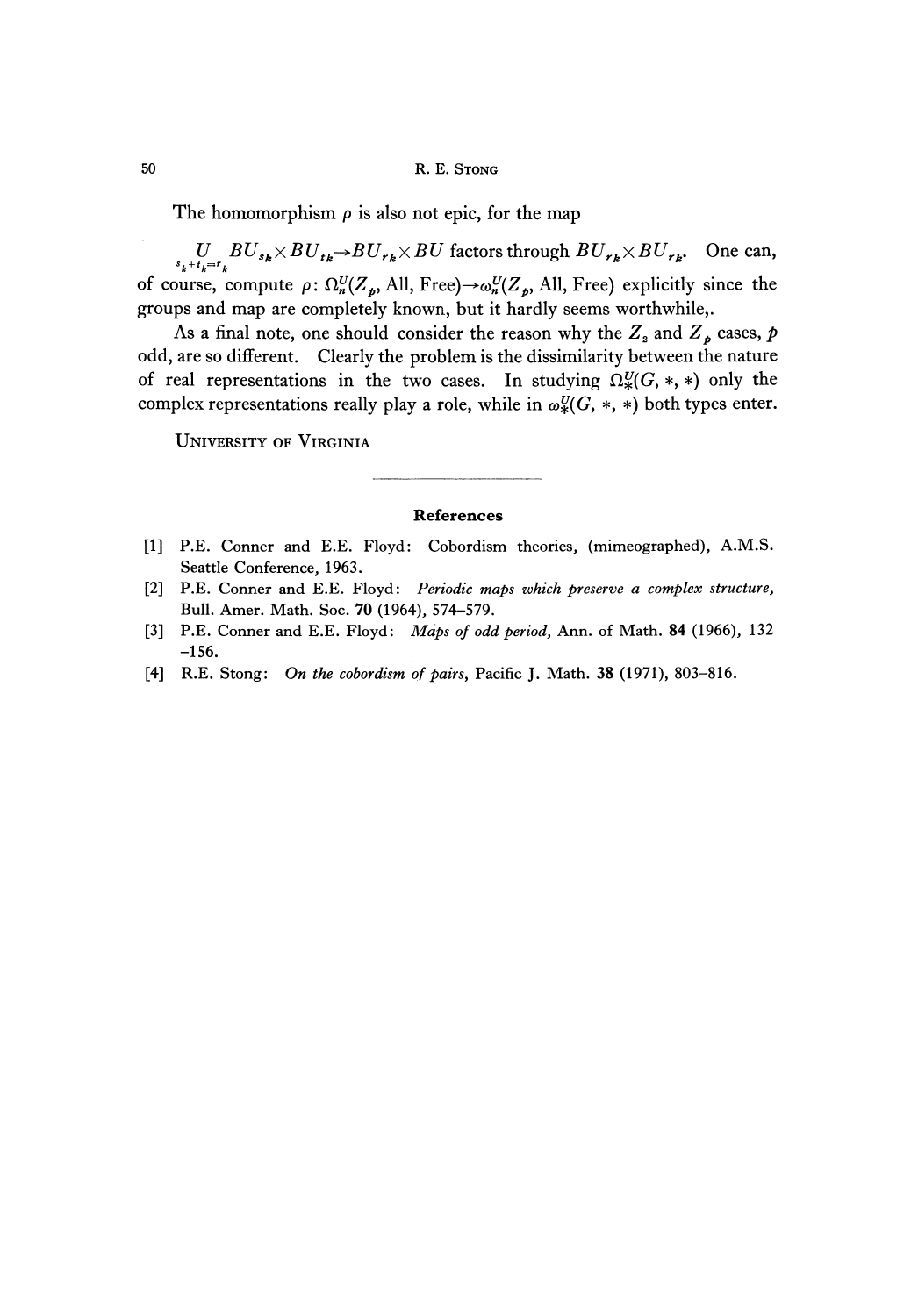The homomorphism $\rho$ is also not epic, for the map

$\bigcup_{s_k+t_k=r_k} BU_{s_k}\times BU_{t_k}\to BU_{r_k}\times BU$ factors through $BU_{r_k}\times BU_{r_k}$. One can, of course, compute $\rho$: $\Omega_n^U(Z_p, \text{All}, \text{Free})\to\omega_n^U(Z_p, \text{All}, \text{Free})$ explicitly since the groups and map are completely known, but it hardly seems worthwhile,.

As a final note, one should consider the reason why the $Z_2$ and $Z_p$ cases, $p$ odd, are so different. Clearly the problem is the dissimilarity between the nature of real representations in the two cases. In studying $\Omega_*^U(G, *, *)$ only the complex representations really play a role, while in $\omega_*^U(G, *, *)$ both types enter.

UNIVERSITY OF VIRGINIA

## References

[1] P.E. Conner and E.E. Floyd: Cobordism theories, (mimeographed), A.M.S. Seattle Conference, 1963.

[2] P.E. Conner and E.E. Floyd: *Periodic maps which preserve a complex structure,* Bull. Amer. Math. Soc. **70** (1964), 574–579.

[3] P.E. Conner and E.E. Floyd: *Maps of odd period,* Ann. of Math. **84** (1966), 132–156.

[4] R.E. Stong: *On the cobordism of pairs,* Pacific J. Math. **38** (1971), 803–816.